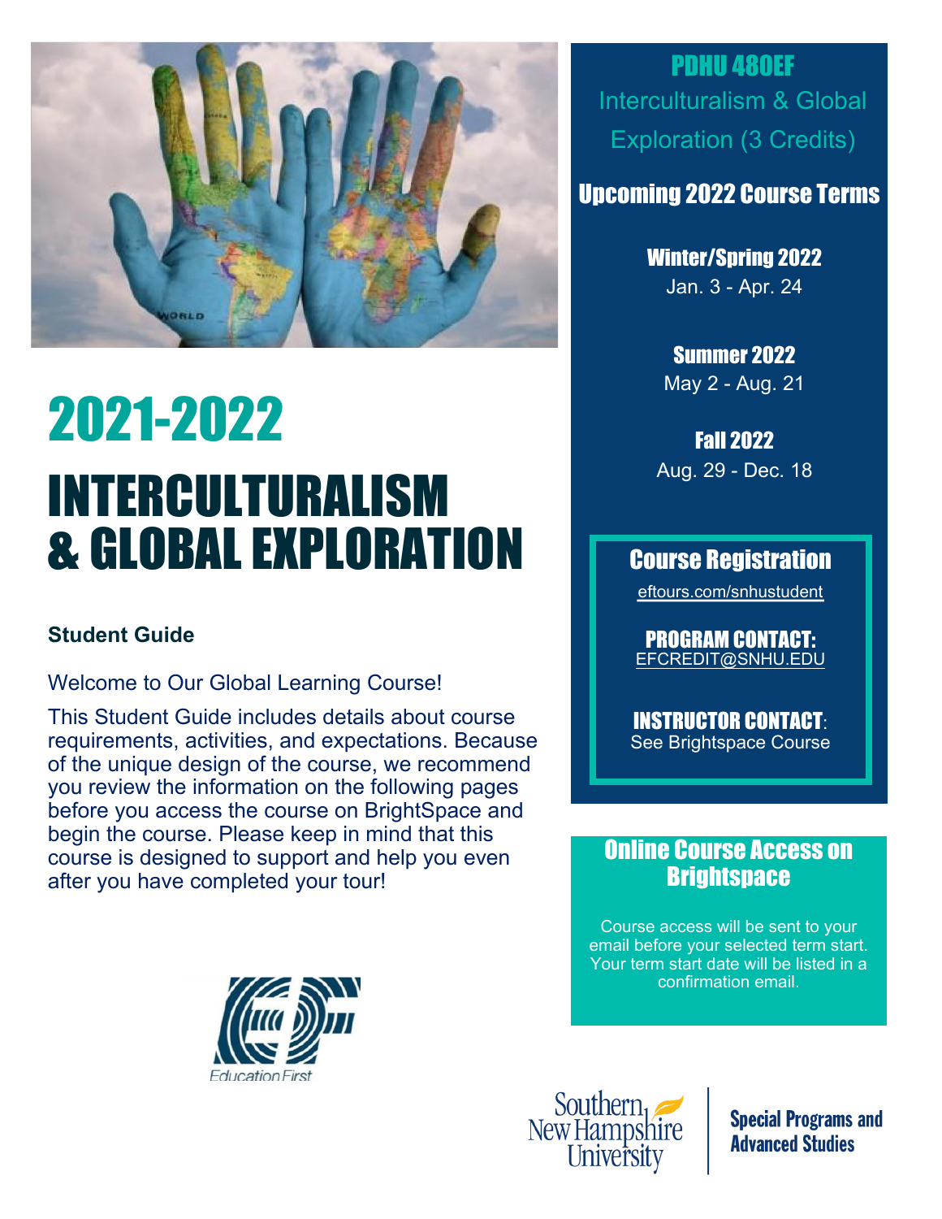# 2021-2022

# INTERCULTURALISM & GLOBAL EXPLORATION

**Student Guide**

Welcome to Our Global Learning Course!

This Student Guide includes details about course requirements, activities, and expectations. Because of the unique design of the course, we recommend you review the information on the following pages before you access the course on BrightSpace and begin the course. Please keep in mind that this course is designed to support and help you even after you have completed your tour!

## PDHU 480EF

Interculturalism & Global Exploration (3 Credits)

## Upcoming 2022 Course Terms

**Winter/Spring 2022**
Jan. 3 - Apr. 24

**Summer 2022**
May 2 - Aug. 21

**Fall 2022**
Aug. 29 - Dec. 18

## Course Registration

eftours.com/snhustudent

**PROGRAM CONTACT:**
EFCREDIT@SNHU.EDU

**INSTRUCTOR CONTACT**:
See Brightspace Course

## Online Course Access on Brightspace

Course access will be sent to your email before your selected term start. Your term start date will be listed in a confirmation email.

Education First

Southern New Hampshire University

**Special Programs and Advanced Studies**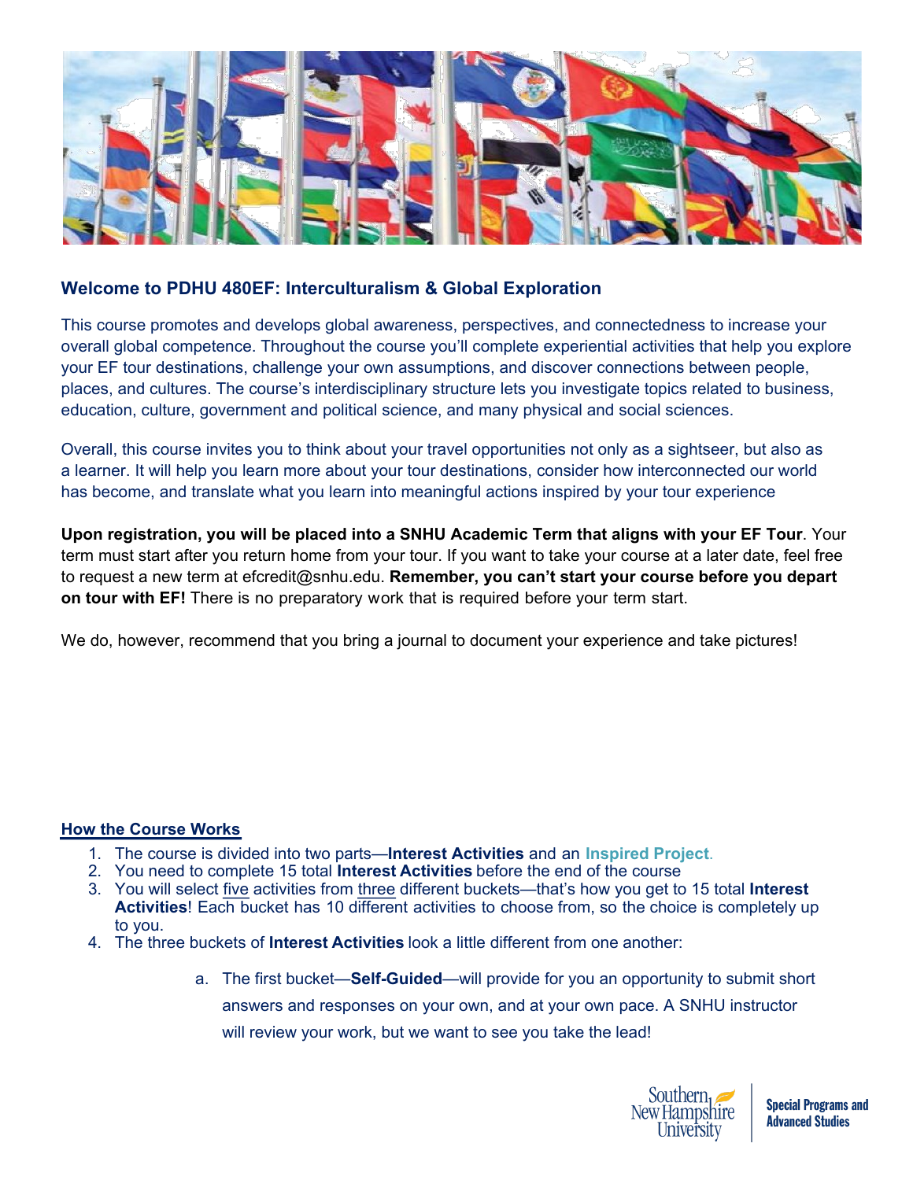## Welcome to PDHU 480EF: Interculturalism & Global Exploration

This course promotes and develops global awareness, perspectives, and connectedness to increase your overall global competence. Throughout the course you'll complete experiential activities that help you explore your EF tour destinations, challenge your own assumptions, and discover connections between people, places, and cultures. The course's interdisciplinary structure lets you investigate topics related to business, education, culture, government and political science, and many physical and social sciences.

Overall, this course invites you to think about your travel opportunities not only as a sightseer, but also as a learner. It will help you learn more about your tour destinations, consider how interconnected our world has become, and translate what you learn into meaningful actions inspired by your tour experience

**Upon registration, you will be placed into a SNHU Academic Term that aligns with your EF Tour**. Your term must start after you return home from your tour. If you want to take your course at a later date, feel free to request a new term at efcredit@snhu.edu. **Remember, you can't start your course before you depart on tour with EF!** There is no preparatory work that is required before your term start.

We do, however, recommend that you bring a journal to document your experience and take pictures!

### How the Course Works

1. The course is divided into two parts—**Interest Activities** and an **Inspired Project**.
2. You need to complete 15 total **Interest Activities** before the end of the course
3. You will select five activities from three different buckets—that's how you get to 15 total **Interest Activities**! Each bucket has 10 different activities to choose from, so the choice is completely up to you.
4. The three buckets of **Interest Activities** look a little different from one another:
    a. The first bucket—**Self-Guided**—will provide for you an opportunity to submit short answers and responses on your own, and at your own pace. A SNHU instructor will review your work, but we want to see you take the lead!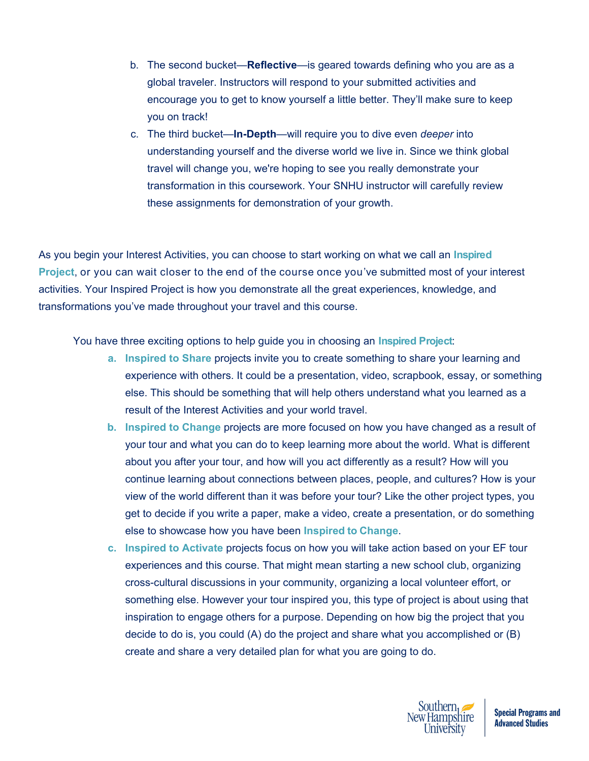b. The second bucket—**Reflective**—is geared towards defining who you are as a global traveler. Instructors will respond to your submitted activities and encourage you to get to know yourself a little better. They'll make sure to keep you on track!

c. The third bucket—**In-Depth**—will require you to dive even *deeper* into understanding yourself and the diverse world we live in. Since we think global travel will change you, we're hoping to see you really demonstrate your transformation in this coursework. Your SNHU instructor will carefully review these assignments for demonstration of your growth.

As you begin your Interest Activities, you can choose to start working on what we call an **Inspired Project**, or you can wait closer to the end of the course once you've submitted most of your interest activities. Your Inspired Project is how you demonstrate all the great experiences, knowledge, and transformations you've made throughout your travel and this course.

You have three exciting options to help guide you in choosing an **Inspired Project**:

a. **Inspired to Share** projects invite you to create something to share your learning and experience with others. It could be a presentation, video, scrapbook, essay, or something else. This should be something that will help others understand what you learned as a result of the Interest Activities and your world travel.

b. **Inspired to Change** projects are more focused on how you have changed as a result of your tour and what you can do to keep learning more about the world. What is different about you after your tour, and how will you act differently as a result? How will you continue learning about connections between places, people, and cultures? How is your view of the world different than it was before your tour? Like the other project types, you get to decide if you write a paper, make a video, create a presentation, or do something else to showcase how you have been **Inspired to Change**.

c. **Inspired to Activate** projects focus on how you will take action based on your EF tour experiences and this course. That might mean starting a new school club, organizing cross-cultural discussions in your community, organizing a local volunteer effort, or something else. However your tour inspired you, this type of project is about using that inspiration to engage others for a purpose. Depending on how big the project that you decide to do is, you could (A) do the project and share what you accomplished or (B) create and share a very detailed plan for what you are going to do.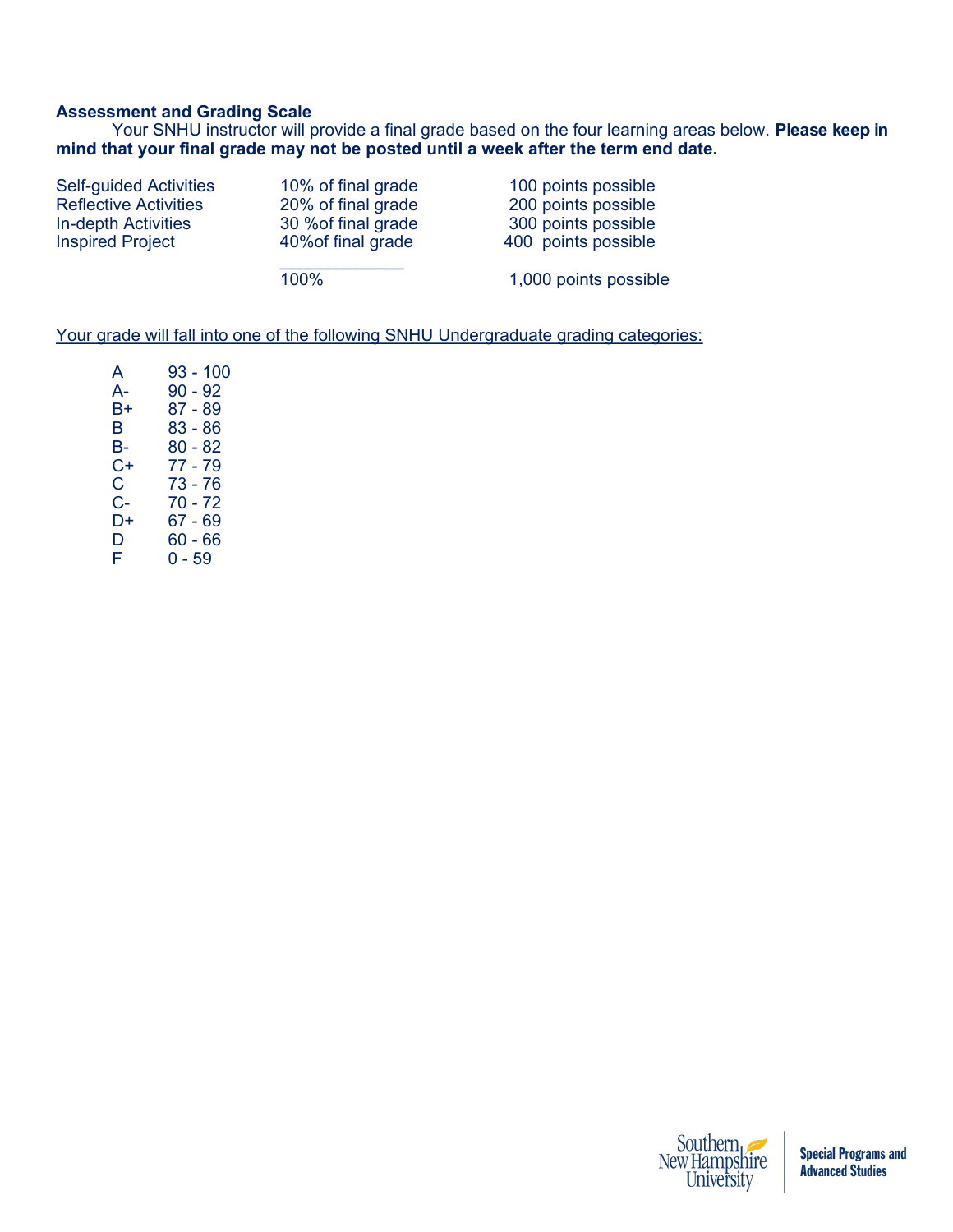**Assessment and Grading Scale**

Your SNHU instructor will provide a final grade based on the four learning areas below. **Please keep in mind that your final grade may not be posted until a week after the term end date.**

| | | |
|---|---|---|
| Self-guided Activities | 10% of final grade | 100 points possible |
| Reflective Activities | 20% of final grade | 200 points possible |
| In-depth Activities | 30 %of final grade | 300 points possible |
| Inspired Project | 40%of final grade | 400 points possible |
| | 100% | 1,000 points possible |

Your grade will fall into one of the following SNHU Undergraduate grading categories:

| | |
|---|---|
| A | 93 - 100 |
| A- | 90 - 92 |
| B+ | 87 - 89 |
| B | 83 - 86 |
| B- | 80 - 82 |
| C+ | 77 - 79 |
| C | 73 - 76 |
| C- | 70 - 72 |
| D+ | 67 - 69 |
| D | 60 - 66 |
| F | 0 - 59 |

Southern New Hampshire University | Special Programs and Advanced Studies